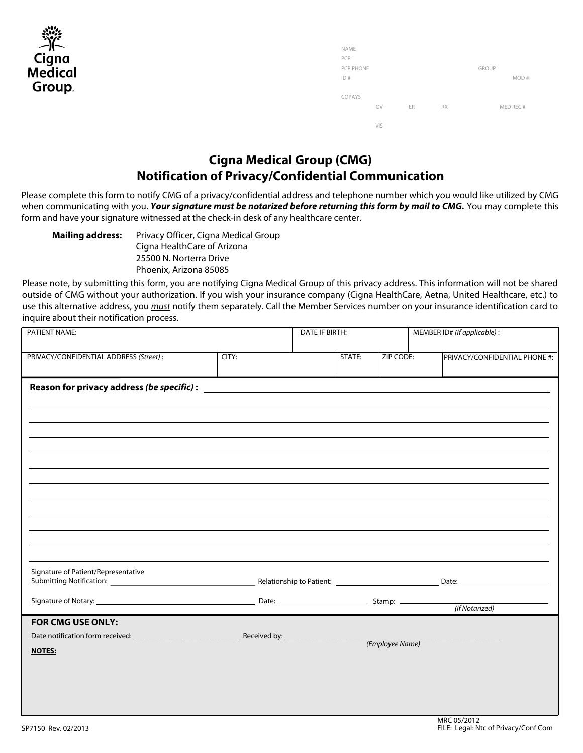Cigna Medical Group

NAME
PCP
PCP PHONE GROUP
ID # MOD #

COPAYS
OV ER RX MED REC #

VIS

# Cigna Medical Group (CMG)
## Notification of Privacy/Confidential Communication

Please complete this form to notify CMG of a privacy/confidential address and telephone number which you would like utilized by CMG when communicating with you. ***Your signature must be notarized before returning this form by mail to CMG.*** You may complete this form and have your signature witnessed at the check-in desk of any healthcare center.

**Mailing address:** Privacy Officer, Cigna Medical Group
Cigna HealthCare of Arizona
25500 N. Norterra Drive
Phoenix, Arizona 85085

Please note, by submitting this form, you are notifying Cigna Medical Group of this privacy address. This information will not be shared outside of CMG without your authorization. If you wish your insurance company (Cigna HealthCare, Aetna, United Healthcare, etc.) to use this alternative address, you *must* notify them separately. Call the Member Services number on your insurance identification card to inquire about their notification process.

| PATIENT NAME: | | DATE IF BIRTH: | | MEMBER ID# *(If applicable)* : |
|---|---|---|---|---|
| PRIVACY/CONFIDENTIAL ADDRESS *(Street)* : | CITY: | STATE: | ZIP CODE: | PRIVACY/CONFIDENTIAL PHONE #: |

**Reason for privacy address *(be specific)* :** ______________________________

______________________________

______________________________

______________________________

______________________________

______________________________

______________________________

______________________________

______________________________

______________________________

______________________________

Signature of Patient/Representative
Submitting Notification: ______________________ Relationship to Patient: ______________________ Date: ______________

Signature of Notary: ______________________ Date: ______________ Stamp: ______________________
*(If Notarized)*

**FOR CMG USE ONLY:**

Date notification form received: ______________________ Received by: ______________________
*(Employee Name)*

**NOTES:**

SP7150 Rev. 02/2013

MRC 05/2012
FILE: Legal: Ntc of Privacy/Conf Com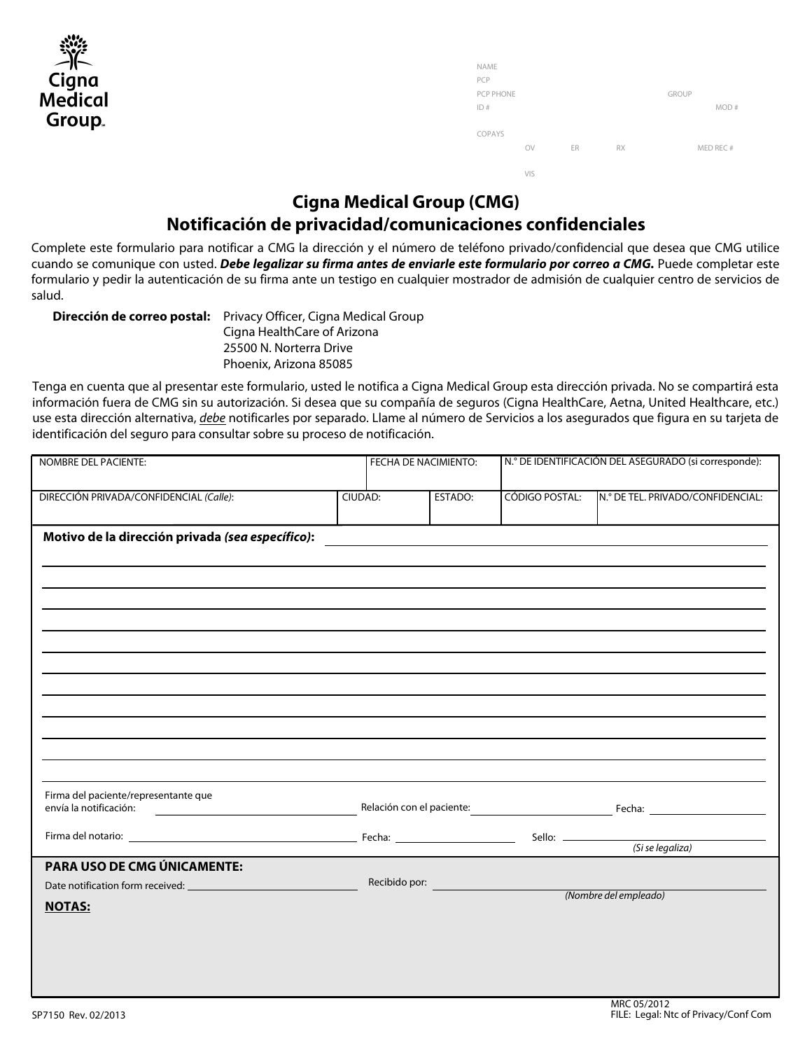Cigna Medical Group

NAME
PCP
PCP PHONE GROUP
ID # MOD #

COPAYS
OV ER RX MED REC #

VIS

# Cigna Medical Group (CMG)
# Notificación de privacidad/comunicaciones confidenciales

Complete este formulario para notificar a CMG la dirección y el número de teléfono privado/confidencial que desea que CMG utilice cuando se comunique con usted. ***Debe legalizar su firma antes de enviarle este formulario por correo a CMG.*** Puede completar este formulario y pedir la autenticación de su firma ante un testigo en cualquier mostrador de admisión de cualquier centro de servicios de salud.

**Dirección de correo postal:** Privacy Officer, Cigna Medical Group
Cigna HealthCare of Arizona
25500 N. Norterra Drive
Phoenix, Arizona 85085

Tenga en cuenta que al presentar este formulario, usted le notifica a Cigna Medical Group esta dirección privada. No se compartirá esta información fuera de CMG sin su autorización. Si desea que su compañía de seguros (Cigna HealthCare, Aetna, United Healthcare, etc.) use esta dirección alternativa, _debe_ notificarles por separado. Llame al número de Servicios a los asegurados que figura en su tarjeta de identificación del seguro para consultar sobre su proceso de notificación.

| | | | | |
|---|---|---|---|---|
| NOMBRE DEL PACIENTE: | | FECHA DE NACIMIENTO: | N.° DE IDENTIFICACIÓN DEL ASEGURADO (si corresponde): | |
| DIRECCIÓN PRIVADA/CONFIDENCIAL *(Calle)*: | CIUDAD: | ESTADO: | CÓDIGO POSTAL: | N.° DE TEL. PRIVADO/CONFIDENCIAL: |

**Motivo de la dirección privada *(sea específico)*:** ______________________________

Firma del paciente/representante que envía la notificación: ______________ Relación con el paciente: ______________ Fecha: ______________

Firma del notario: ______________ Fecha: ______________ Sello: ______________
*(Si se legaliza)*

**PARA USO DE CMG ÚNICAMENTE:**

Date notification form received: ______________ Recibido por: ______________
*(Nombre del empleado)*

**NOTAS:**

SP7150 Rev. 02/2013

MRC 05/2012
FILE: Legal: Ntc of Privacy/Conf Com